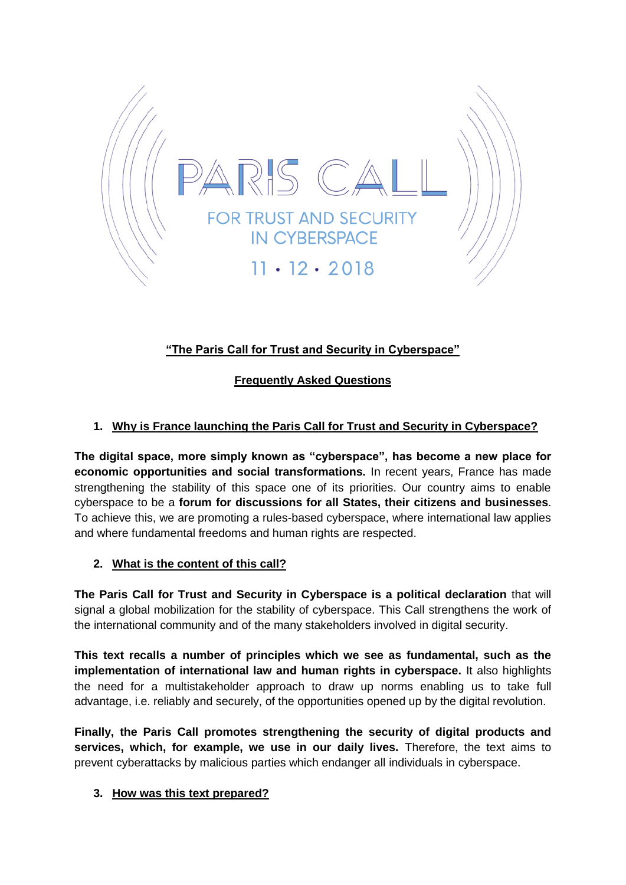# PARIS CALL

FOR TRUST AND SECURITY IN CYBERSPACE

11 • 12 • 2018

## "The Paris Call for Trust and Security in Cyberspace"

## Frequently Asked Questions

### 1. Why is France launching the Paris Call for Trust and Security in Cyberspace?

**The digital space, more simply known as "cyberspace", has become a new place for economic opportunities and social transformations.** In recent years, France has made strengthening the stability of this space one of its priorities. Our country aims to enable cyberspace to be a **forum for discussions for all States, their citizens and businesses**. To achieve this, we are promoting a rules-based cyberspace, where international law applies and where fundamental freedoms and human rights are respected.

### 2. What is the content of this call?

**The Paris Call for Trust and Security in Cyberspace is a political declaration** that will signal a global mobilization for the stability of cyberspace. This Call strengthens the work of the international community and of the many stakeholders involved in digital security.

**This text recalls a number of principles which we see as fundamental, such as the implementation of international law and human rights in cyberspace.** It also highlights the need for a multistakeholder approach to draw up norms enabling us to take full advantage, i.e. reliably and securely, of the opportunities opened up by the digital revolution.

**Finally, the Paris Call promotes strengthening the security of digital products and services, which, for example, we use in our daily lives.** Therefore, the text aims to prevent cyberattacks by malicious parties which endanger all individuals in cyberspace.

### 3. How was this text prepared?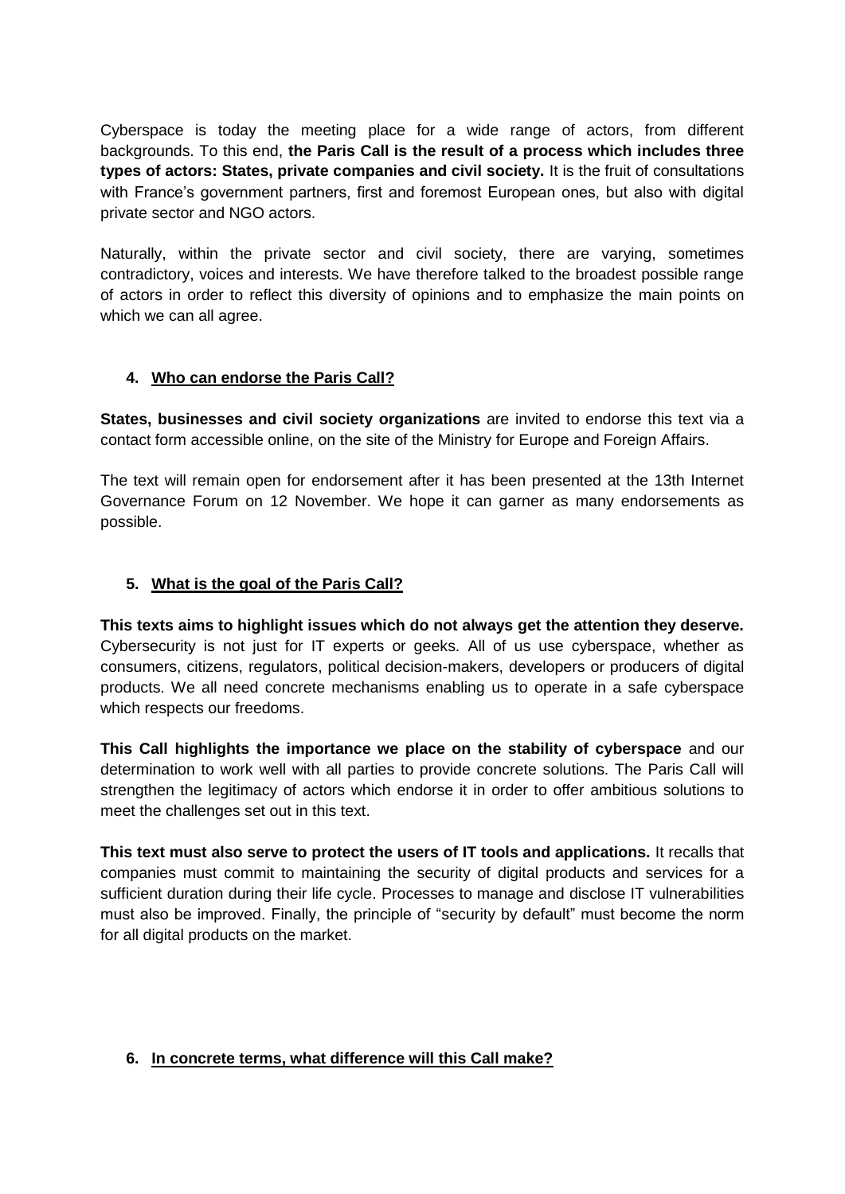Cyberspace is today the meeting place for a wide range of actors, from different backgrounds. To this end, **the Paris Call is the result of a process which includes three types of actors: States, private companies and civil society.** It is the fruit of consultations with France's government partners, first and foremost European ones, but also with digital private sector and NGO actors.

Naturally, within the private sector and civil society, there are varying, sometimes contradictory, voices and interests. We have therefore talked to the broadest possible range of actors in order to reflect this diversity of opinions and to emphasize the main points on which we can all agree.

## 4. Who can endorse the Paris Call?

**States, businesses and civil society organizations** are invited to endorse this text via a contact form accessible online, on the site of the Ministry for Europe and Foreign Affairs.

The text will remain open for endorsement after it has been presented at the 13th Internet Governance Forum on 12 November. We hope it can garner as many endorsements as possible.

## 5. What is the goal of the Paris Call?

**This texts aims to highlight issues which do not always get the attention they deserve.** Cybersecurity is not just for IT experts or geeks. All of us use cyberspace, whether as consumers, citizens, regulators, political decision-makers, developers or producers of digital products. We all need concrete mechanisms enabling us to operate in a safe cyberspace which respects our freedoms.

**This Call highlights the importance we place on the stability of cyberspace** and our determination to work well with all parties to provide concrete solutions. The Paris Call will strengthen the legitimacy of actors which endorse it in order to offer ambitious solutions to meet the challenges set out in this text.

**This text must also serve to protect the users of IT tools and applications.** It recalls that companies must commit to maintaining the security of digital products and services for a sufficient duration during their life cycle. Processes to manage and disclose IT vulnerabilities must also be improved. Finally, the principle of "security by default" must become the norm for all digital products on the market.

## 6. In concrete terms, what difference will this Call make?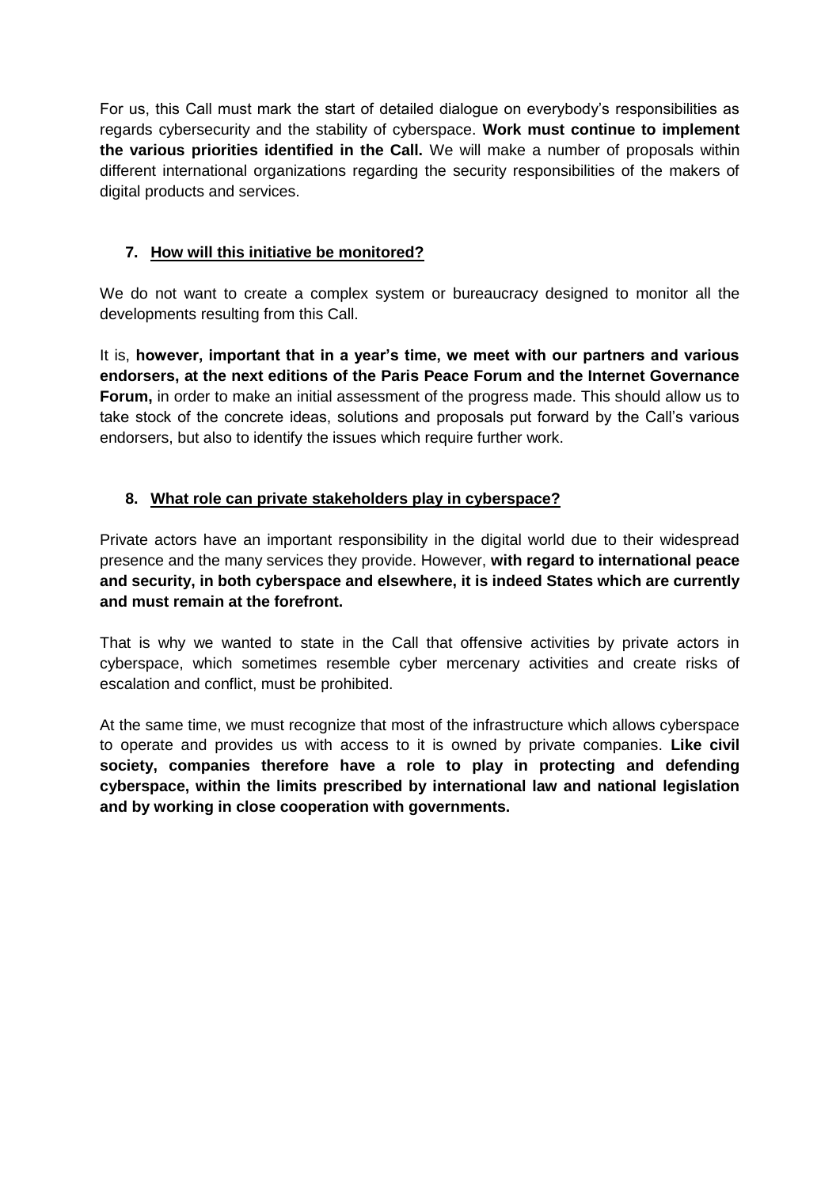For us, this Call must mark the start of detailed dialogue on everybody's responsibilities as regards cybersecurity and the stability of cyberspace. **Work must continue to implement the various priorities identified in the Call.** We will make a number of proposals within different international organizations regarding the security responsibilities of the makers of digital products and services.

## 7. How will this initiative be monitored?

We do not want to create a complex system or bureaucracy designed to monitor all the developments resulting from this Call.

It is, **however, important that in a year's time, we meet with our partners and various endorsers, at the next editions of the Paris Peace Forum and the Internet Governance Forum,** in order to make an initial assessment of the progress made. This should allow us to take stock of the concrete ideas, solutions and proposals put forward by the Call's various endorsers, but also to identify the issues which require further work.

## 8. What role can private stakeholders play in cyberspace?

Private actors have an important responsibility in the digital world due to their widespread presence and the many services they provide. However, **with regard to international peace and security, in both cyberspace and elsewhere, it is indeed States which are currently and must remain at the forefront.**

That is why we wanted to state in the Call that offensive activities by private actors in cyberspace, which sometimes resemble cyber mercenary activities and create risks of escalation and conflict, must be prohibited.

At the same time, we must recognize that most of the infrastructure which allows cyberspace to operate and provides us with access to it is owned by private companies. **Like civil society, companies therefore have a role to play in protecting and defending cyberspace, within the limits prescribed by international law and national legislation and by working in close cooperation with governments.**